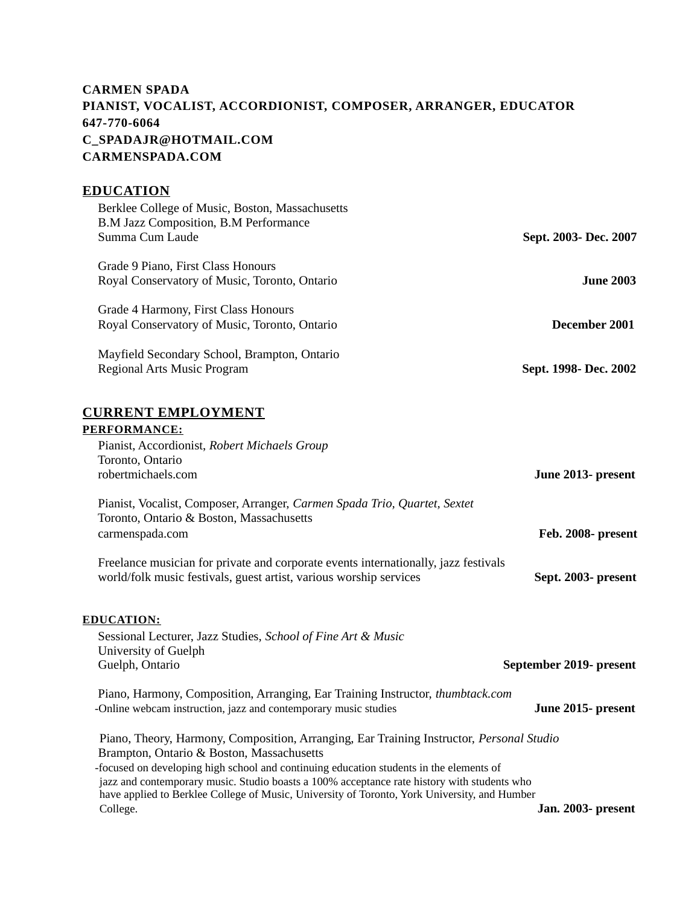**CARMEN SPADA**
**PIANIST, VOCALIST, ACCORDIONIST, COMPOSER, ARRANGER, EDUCATOR**
**647-770-6064**
**C_SPADAJR@HOTMAIL.COM**
**CARMENSPADA.COM**

## EDUCATION

Berklee College of Music, Boston, Massachusetts
B.M Jazz Composition, B.M Performance
Summa Cum Laude — **Sept. 2003- Dec. 2007**

Grade 9 Piano, First Class Honours
Royal Conservatory of Music, Toronto, Ontario — **June 2003**

Grade 4 Harmony, First Class Honours
Royal Conservatory of Music, Toronto, Ontario — **December 2001**

Mayfield Secondary School, Brampton, Ontario
Regional Arts Music Program — **Sept. 1998- Dec. 2002**

## CURRENT EMPLOYMENT

### PERFORMANCE:

Pianist, Accordionist, *Robert Michaels Group*
Toronto, Ontario
robertmichaels.com — **June 2013- present**

Pianist, Vocalist, Composer, Arranger, *Carmen Spada Trio, Quartet, Sextet*
Toronto, Ontario & Boston, Massachusetts
carmenspada.com — **Feb. 2008- present**

Freelance musician for private and corporate events internationally, jazz festivals
world/folk music festivals, guest artist, various worship services — **Sept. 2003- present**

### EDUCATION:

Sessional Lecturer, Jazz Studies, *School of Fine Art & Music*
University of Guelph
Guelph, Ontario — **September 2019- present**

Piano, Harmony, Composition, Arranging, Ear Training Instructor, *thumbtack.com*
-Online webcam instruction, jazz and contemporary music studies — **June 2015- present**

Piano, Theory, Harmony, Composition, Arranging, Ear Training Instructor, *Personal Studio*
Brampton, Ontario & Boston, Massachusetts
-focused on developing high school and continuing education students in the elements of jazz and contemporary music. Studio boasts a 100% acceptance rate history with students who have applied to Berklee College of Music, University of Toronto, York University, and Humber College. — **Jan. 2003- present**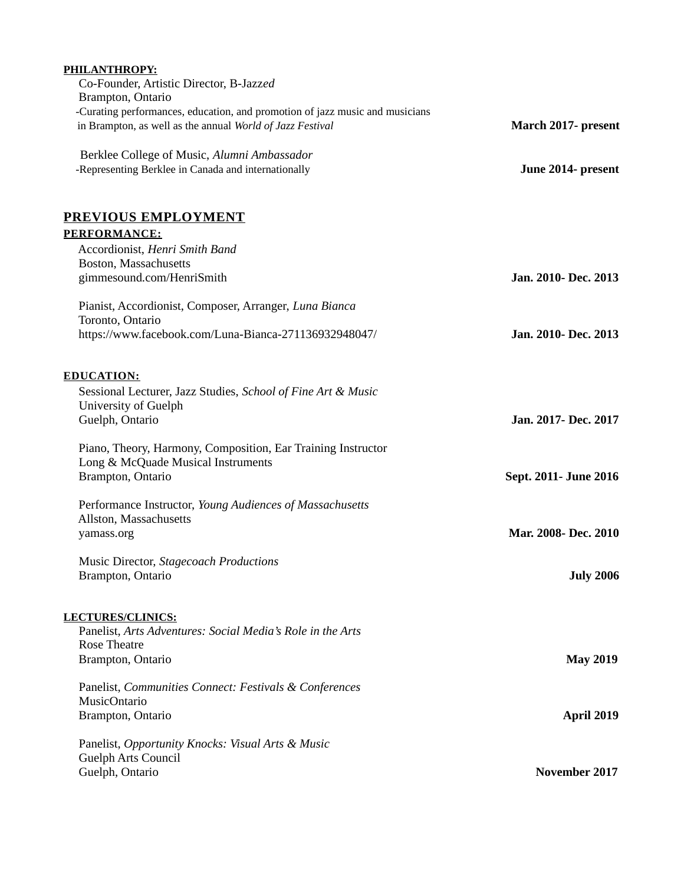**PHILANTHROPY:**

Co-Founder, Artistic Director, B-Jazz*ed*
Brampton, Ontario
-Curating performances, education, and promotion of jazz music and musicians in Brampton, as well as the annual *World of Jazz Festival* — **March 2017- present**

Berklee College of Music, *Alumni Ambassador*
-Representing Berklee in Canada and internationally — **June 2014- present**

## PREVIOUS EMPLOYMENT

**PERFORMANCE:**

Accordionist, *Henri Smith Band*
Boston, Massachusetts
gimmesound.com/HenriSmith — **Jan. 2010- Dec. 2013**

Pianist, Accordionist, Composer, Arranger, *Luna Bianca*
Toronto, Ontario
https://www.facebook.com/Luna-Bianca-271136932948047/ — **Jan. 2010- Dec. 2013**

**EDUCATION:**

Sessional Lecturer, Jazz Studies, *School of Fine Art & Music*
University of Guelph
Guelph, Ontario — **Jan. 2017- Dec. 2017**

Piano, Theory, Harmony, Composition, Ear Training Instructor
Long & McQuade Musical Instruments
Brampton, Ontario — **Sept. 2011- June 2016**

Performance Instructor, *Young Audiences of Massachusetts*
Allston, Massachusetts
yamass.org — **Mar. 2008- Dec. 2010**

Music Director, *Stagecoach Productions*
Brampton, Ontario — **July 2006**

**LECTURES/CLINICS:**

Panelist, *Arts Adventures: Social Media's Role in the Arts*
Rose Theatre
Brampton, Ontario — **May 2019**

Panelist, *Communities Connect: Festivals & Conferences*
MusicOntario
Brampton, Ontario — **April 2019**

Panelist, *Opportunity Knocks: Visual Arts & Music*
Guelph Arts Council
Guelph, Ontario — **November 2017**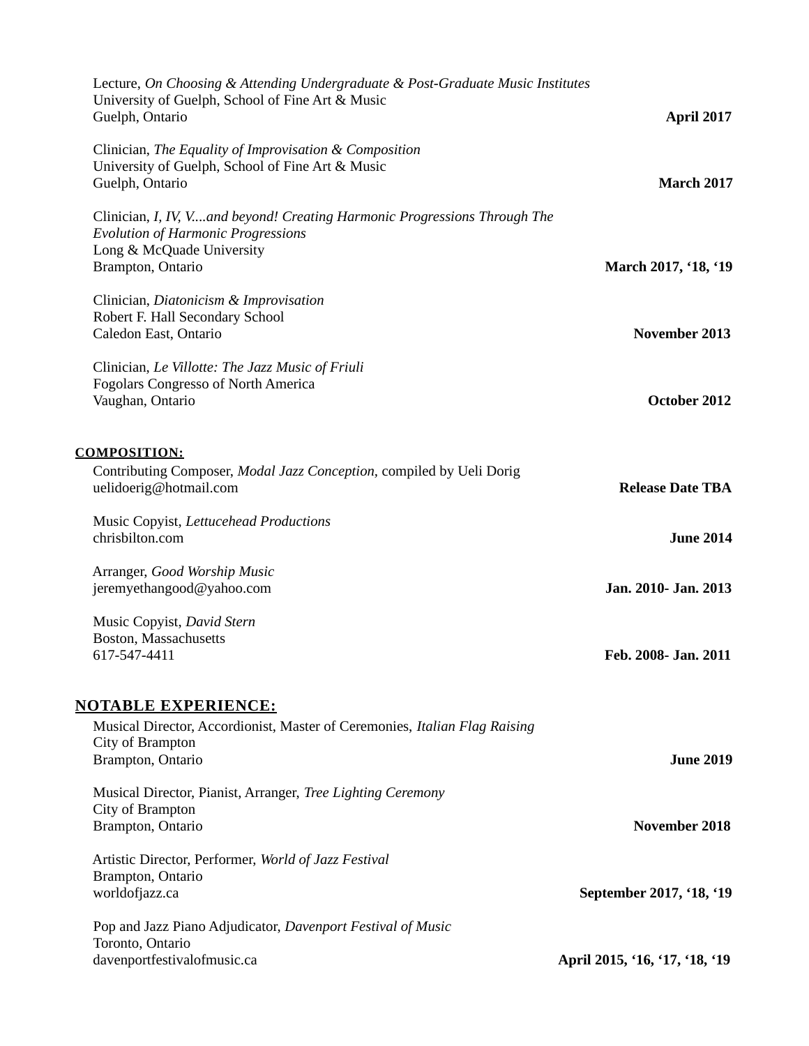Lecture, *On Choosing & Attending Undergraduate & Post-Graduate Music Institutes*
University of Guelph, School of Fine Art & Music
Guelph, Ontario — **April 2017**

Clinician, *The Equality of Improvisation & Composition*
University of Guelph, School of Fine Art & Music
Guelph, Ontario — **March 2017**

Clinician, *I, IV, V....and beyond! Creating Harmonic Progressions Through The Evolution of Harmonic Progressions*
Long & McQuade University
Brampton, Ontario — **March 2017, '18, '19**

Clinician, *Diatonicism & Improvisation*
Robert F. Hall Secondary School
Caledon East, Ontario — **November 2013**

Clinician, *Le Villotte: The Jazz Music of Friuli*
Fogolars Congresso of North America
Vaughan, Ontario — **October 2012**

## COMPOSITION:

Contributing Composer, *Modal Jazz Conception*, compiled by Ueli Dorig
uelidoerig@hotmail.com — **Release Date TBA**

Music Copyist, *Lettucehead Productions*
chrisbilton.com — **June 2014**

Arranger, *Good Worship Music*
jeremyethangood@yahoo.com — **Jan. 2010- Jan. 2013**

Music Copyist, *David Stern*
Boston, Massachusetts
617-547-4411 — **Feb. 2008- Jan. 2011**

## NOTABLE EXPERIENCE:

Musical Director, Accordionist, Master of Ceremonies, *Italian Flag Raising*
City of Brampton
Brampton, Ontario — **June 2019**

Musical Director, Pianist, Arranger, *Tree Lighting Ceremony*
City of Brampton
Brampton, Ontario — **November 2018**

Artistic Director, Performer, *World of Jazz Festival*
Brampton, Ontario
worldofjazz.ca — **September 2017, '18, '19**

Pop and Jazz Piano Adjudicator, *Davenport Festival of Music*
Toronto, Ontario
davenportfestivalofmusic.ca — **April 2015, '16, '17, '18, '19**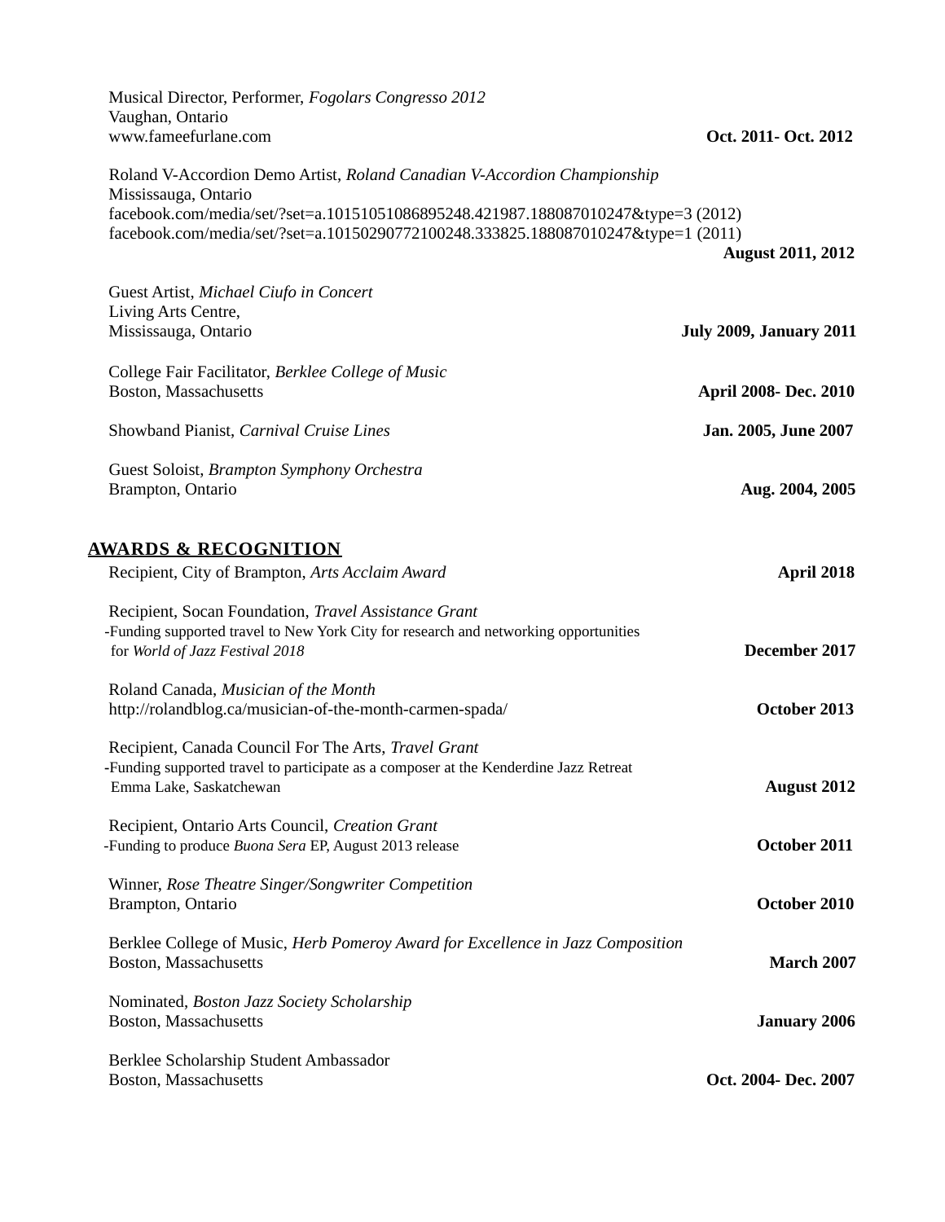Musical Director, Performer, *Fogolars Congresso 2012*
Vaughan, Ontario
www.fameefurlane.com **Oct. 2011- Oct. 2012**

Roland V-Accordion Demo Artist, *Roland Canadian V-Accordion Championship*
Mississauga, Ontario
facebook.com/media/set/?set=a.10151051086895248.421987.188087010247&type=3 (2012)
facebook.com/media/set/?set=a.10150290772100248.333825.188087010247&type=1 (2011)
**August 2011, 2012**

Guest Artist, *Michael Ciufo in Concert*
Living Arts Centre,
Mississauga, Ontario **July 2009, January 2011**

College Fair Facilitator, *Berklee College of Music*
Boston, Massachusetts **April 2008- Dec. 2010**

Showband Pianist, *Carnival Cruise Lines* **Jan. 2005, June 2007**

Guest Soloist, *Brampton Symphony Orchestra*
Brampton, Ontario **Aug. 2004, 2005**

## AWARDS & RECOGNITION

Recipient, City of Brampton, *Arts Acclaim Award* **April 2018**

Recipient, Socan Foundation, *Travel Assistance Grant*
-Funding supported travel to New York City for research and networking opportunities for *World of Jazz Festival 2018* **December 2017**

Roland Canada, *Musician of the Month*
http://rolandblog.ca/musician-of-the-month-carmen-spada/ **October 2013**

Recipient, Canada Council For The Arts, *Travel Grant*
-Funding supported travel to participate as a composer at the Kenderdine Jazz Retreat Emma Lake, Saskatchewan **August 2012**

Recipient, Ontario Arts Council, *Creation Grant*
-Funding to produce *Buona Sera* EP, August 2013 release **October 2011**

Winner, *Rose Theatre Singer/Songwriter Competition*
Brampton, Ontario **October 2010**

Berklee College of Music, *Herb Pomeroy Award for Excellence in Jazz Composition*
Boston, Massachusetts **March 2007**

Nominated, *Boston Jazz Society Scholarship*
Boston, Massachusetts **January 2006**

Berklee Scholarship Student Ambassador
Boston, Massachusetts **Oct. 2004- Dec. 2007**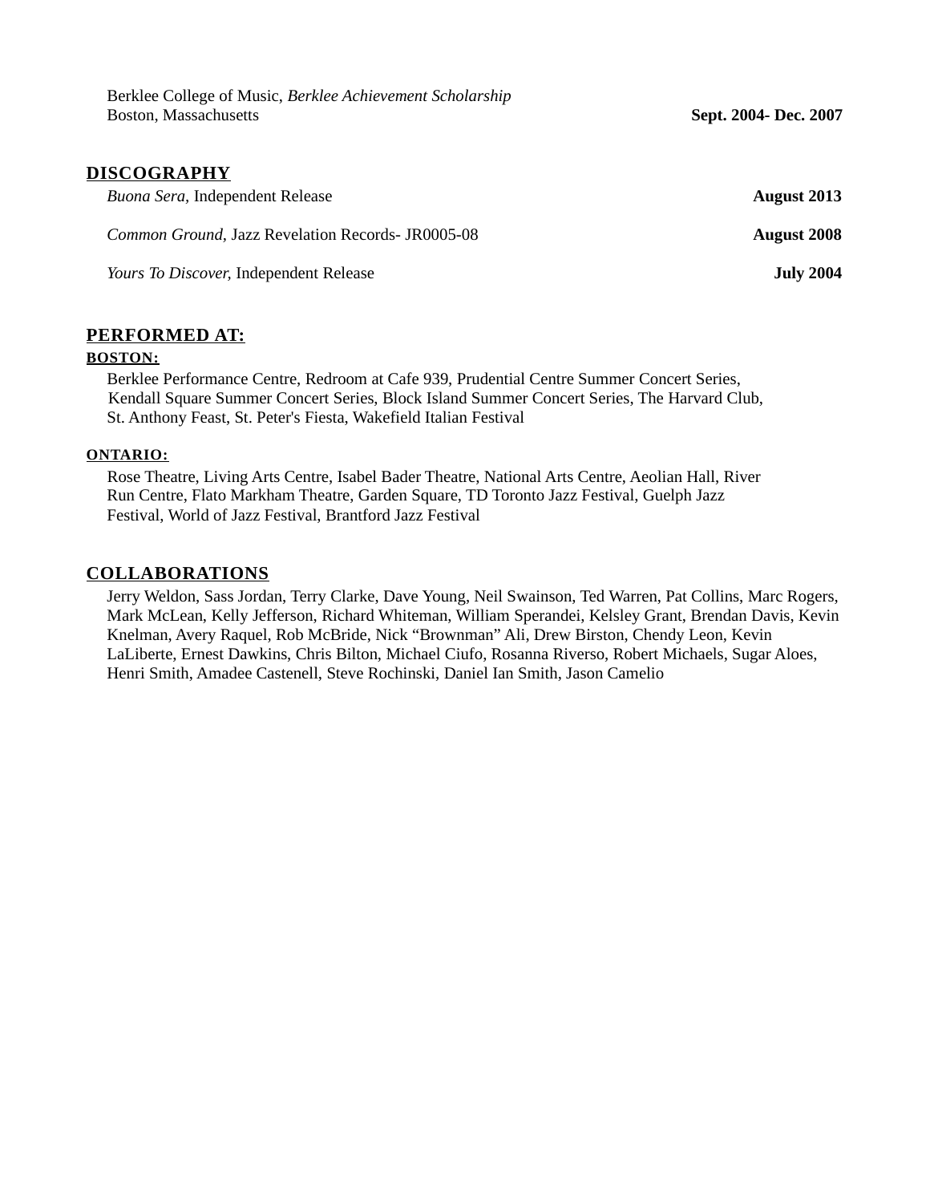Berklee College of Music, *Berklee Achievement Scholarship*
Boston, Massachusetts **Sept. 2004- Dec. 2007**

## DISCOGRAPHY

*Buona Sera,* Independent Release **August 2013**

*Common Ground,* Jazz Revelation Records- JR0005-08 **August 2008**

*Yours To Discover,* Independent Release **July 2004**

## PERFORMED AT:

### BOSTON:

Berklee Performance Centre, Redroom at Cafe 939, Prudential Centre Summer Concert Series, Kendall Square Summer Concert Series, Block Island Summer Concert Series, The Harvard Club, St. Anthony Feast, St. Peter's Fiesta, Wakefield Italian Festival

### ONTARIO:

Rose Theatre, Living Arts Centre, Isabel Bader Theatre, National Arts Centre, Aeolian Hall, River Run Centre, Flato Markham Theatre, Garden Square, TD Toronto Jazz Festival, Guelph Jazz Festival, World of Jazz Festival, Brantford Jazz Festival

## COLLABORATIONS

Jerry Weldon, Sass Jordan, Terry Clarke, Dave Young, Neil Swainson, Ted Warren, Pat Collins, Marc Rogers, Mark McLean, Kelly Jefferson, Richard Whiteman, William Sperandei, Kelsley Grant, Brendan Davis, Kevin Knelman, Avery Raquel, Rob McBride, Nick "Brownman" Ali, Drew Birston, Chendy Leon, Kevin LaLiberte, Ernest Dawkins, Chris Bilton, Michael Ciufo, Rosanna Riverso, Robert Michaels, Sugar Aloes, Henri Smith, Amadee Castenell, Steve Rochinski, Daniel Ian Smith, Jason Camelio